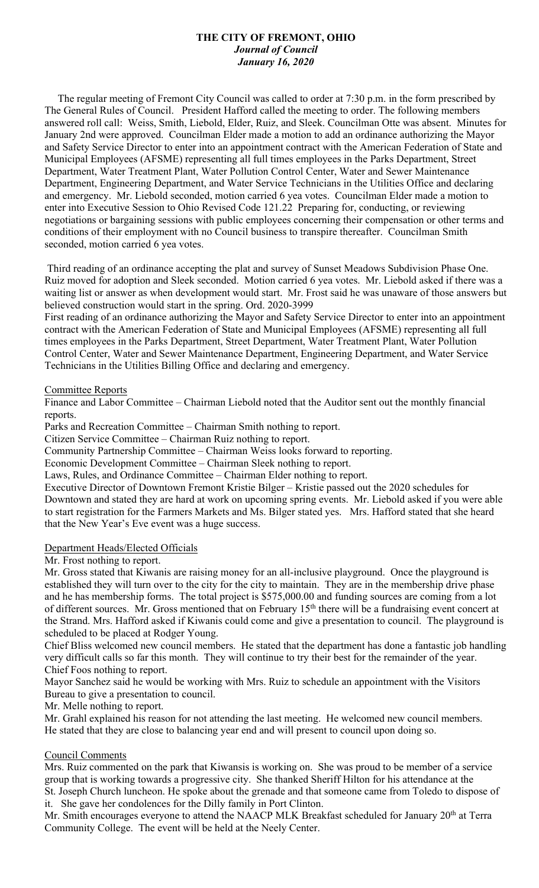**THE CITY OF FREMONT, OHIO**
***Journal of Council***
***January 16, 2020***

The regular meeting of Fremont City Council was called to order at 7:30 p.m. in the form prescribed by The General Rules of Council. President Hafford called the meeting to order. The following members answered roll call: Weiss, Smith, Liebold, Elder, Ruiz, and Sleek. Councilman Otte was absent. Minutes for January 2nd were approved. Councilman Elder made a motion to add an ordinance authorizing the Mayor and Safety Service Director to enter into an appointment contract with the American Federation of State and Municipal Employees (AFSME) representing all full times employees in the Parks Department, Street Department, Water Treatment Plant, Water Pollution Control Center, Water and Sewer Maintenance Department, Engineering Department, and Water Service Technicians in the Utilities Office and declaring and emergency. Mr. Liebold seconded, motion carried 6 yea votes. Councilman Elder made a motion to enter into Executive Session to Ohio Revised Code 121.22 Preparing for, conducting, or reviewing negotiations or bargaining sessions with public employees concerning their compensation or other terms and conditions of their employment with no Council business to transpire thereafter. Councilman Smith seconded, motion carried 6 yea votes.

Third reading of an ordinance accepting the plat and survey of Sunset Meadows Subdivision Phase One. Ruiz moved for adoption and Sleek seconded. Motion carried 6 yea votes. Mr. Liebold asked if there was a waiting list or answer as when development would start. Mr. Frost said he was unaware of those answers but believed construction would start in the spring. Ord. 2020-3999

First reading of an ordinance authorizing the Mayor and Safety Service Director to enter into an appointment contract with the American Federation of State and Municipal Employees (AFSME) representing all full times employees in the Parks Department, Street Department, Water Treatment Plant, Water Pollution Control Center, Water and Sewer Maintenance Department, Engineering Department, and Water Service Technicians in the Utilities Billing Office and declaring and emergency.

Committee Reports

Finance and Labor Committee – Chairman Liebold noted that the Auditor sent out the monthly financial reports.

Parks and Recreation Committee – Chairman Smith nothing to report.

Citizen Service Committee – Chairman Ruiz nothing to report.

Community Partnership Committee – Chairman Weiss looks forward to reporting.

Economic Development Committee – Chairman Sleek nothing to report.

Laws, Rules, and Ordinance Committee – Chairman Elder nothing to report.

Executive Director of Downtown Fremont Kristie Bilger – Kristie passed out the 2020 schedules for Downtown and stated they are hard at work on upcoming spring events. Mr. Liebold asked if you were able to start registration for the Farmers Markets and Ms. Bilger stated yes. Mrs. Hafford stated that she heard that the New Year's Eve event was a huge success.

Department Heads/Elected Officials

Mr. Frost nothing to report.

Mr. Gross stated that Kiwanis are raising money for an all-inclusive playground. Once the playground is established they will turn over to the city for the city to maintain. They are in the membership drive phase and he has membership forms. The total project is $575,000.00 and funding sources are coming from a lot of different sources. Mr. Gross mentioned that on February 15th there will be a fundraising event concert at the Strand. Mrs. Hafford asked if Kiwanis could come and give a presentation to council. The playground is scheduled to be placed at Rodger Young.

Chief Bliss welcomed new council members. He stated that the department has done a fantastic job handling very difficult calls so far this month. They will continue to try their best for the remainder of the year.

Chief Foos nothing to report.

Mayor Sanchez said he would be working with Mrs. Ruiz to schedule an appointment with the Visitors Bureau to give a presentation to council.

Mr. Melle nothing to report.

Mr. Grahl explained his reason for not attending the last meeting. He welcomed new council members. He stated that they are close to balancing year end and will present to council upon doing so.

Council Comments

Mrs. Ruiz commented on the park that Kiwansis is working on. She was proud to be member of a service group that is working towards a progressive city. She thanked Sheriff Hilton for his attendance at the St. Joseph Church luncheon. He spoke about the grenade and that someone came from Toledo to dispose of it. She gave her condolences for the Dilly family in Port Clinton.

Mr. Smith encourages everyone to attend the NAACP MLK Breakfast scheduled for January 20th at Terra Community College. The event will be held at the Neely Center.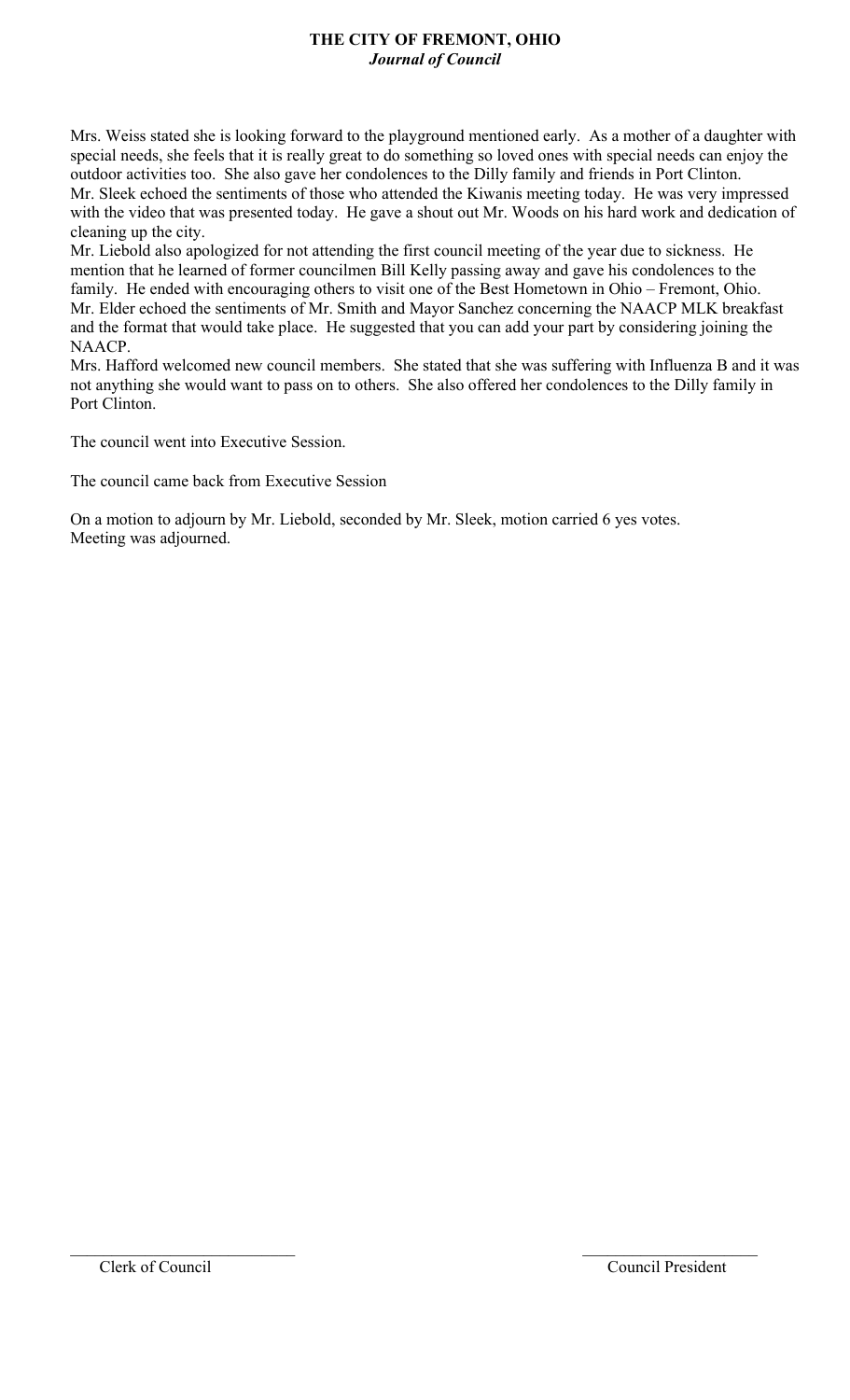Mrs. Weiss stated she is looking forward to the playground mentioned early. As a mother of a daughter with special needs, she feels that it is really great to do something so loved ones with special needs can enjoy the outdoor activities too. She also gave her condolences to the Dilly family and friends in Port Clinton.
Mr. Sleek echoed the sentiments of those who attended the Kiwanis meeting today. He was very impressed with the video that was presented today. He gave a shout out Mr. Woods on his hard work and dedication of cleaning up the city.
Mr. Liebold also apologized for not attending the first council meeting of the year due to sickness. He mention that he learned of former councilmen Bill Kelly passing away and gave his condolences to the family. He ended with encouraging others to visit one of the Best Hometown in Ohio – Fremont, Ohio.
Mr. Elder echoed the sentiments of Mr. Smith and Mayor Sanchez concerning the NAACP MLK breakfast and the format that would take place. He suggested that you can add your part by considering joining the NAACP.
Mrs. Hafford welcomed new council members. She stated that she was suffering with Influenza B and it was not anything she would want to pass on to others. She also offered her condolences to the Dilly family in Port Clinton.

The council went into Executive Session.

The council came back from Executive Session

On a motion to adjourn by Mr. Liebold, seconded by Mr. Sleek, motion carried 6 yes votes.
Meeting was adjourned.

\_\_\_\_\_\_\_\_\_\_\_\_\_\_\_\_\_\_\_\_\_\_\_\_\_\_
Clerk of Council

\_\_\_\_\_\_\_\_\_\_\_\_\_\_\_\_\_\_\_\_\_\_\_\_\_\_
Council President